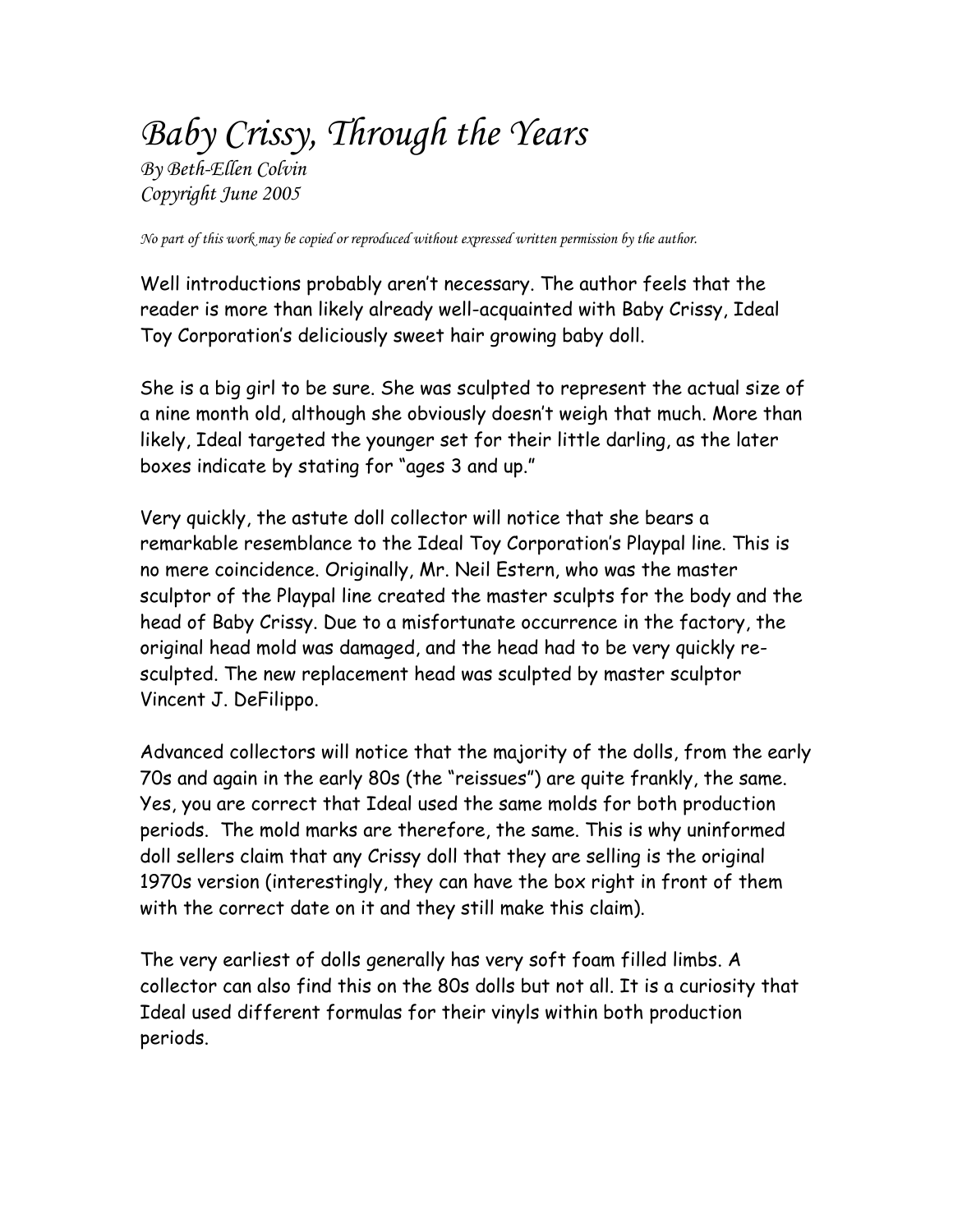# *Baby Crissy, Through the Years*

*By Beth-Ellen Colvin*
*Copyright June 2005*

*No part of this work may be copied or reproduced without expressed written permission by the author.*

Well introductions probably aren't necessary. The author feels that the reader is more than likely already well-acquainted with Baby Crissy, Ideal Toy Corporation's deliciously sweet hair growing baby doll.

She is a big girl to be sure. She was sculpted to represent the actual size of a nine month old, although she obviously doesn't weigh that much. More than likely, Ideal targeted the younger set for their little darling, as the later boxes indicate by stating for "ages 3 and up."

Very quickly, the astute doll collector will notice that she bears a remarkable resemblance to the Ideal Toy Corporation's Playpal line. This is no mere coincidence. Originally, Mr. Neil Estern, who was the master sculptor of the Playpal line created the master sculpts for the body and the head of Baby Crissy. Due to a misfortunate occurrence in the factory, the original head mold was damaged, and the head had to be very quickly re-sculpted. The new replacement head was sculpted by master sculptor Vincent J. DeFilippo.

Advanced collectors will notice that the majority of the dolls, from the early 70s and again in the early 80s (the "reissues") are quite frankly, the same. Yes, you are correct that Ideal used the same molds for both production periods. The mold marks are therefore, the same. This is why uninformed doll sellers claim that any Crissy doll that they are selling is the original 1970s version (interestingly, they can have the box right in front of them with the correct date on it and they still make this claim).

The very earliest of dolls generally has very soft foam filled limbs. A collector can also find this on the 80s dolls but not all. It is a curiosity that Ideal used different formulas for their vinyls within both production periods.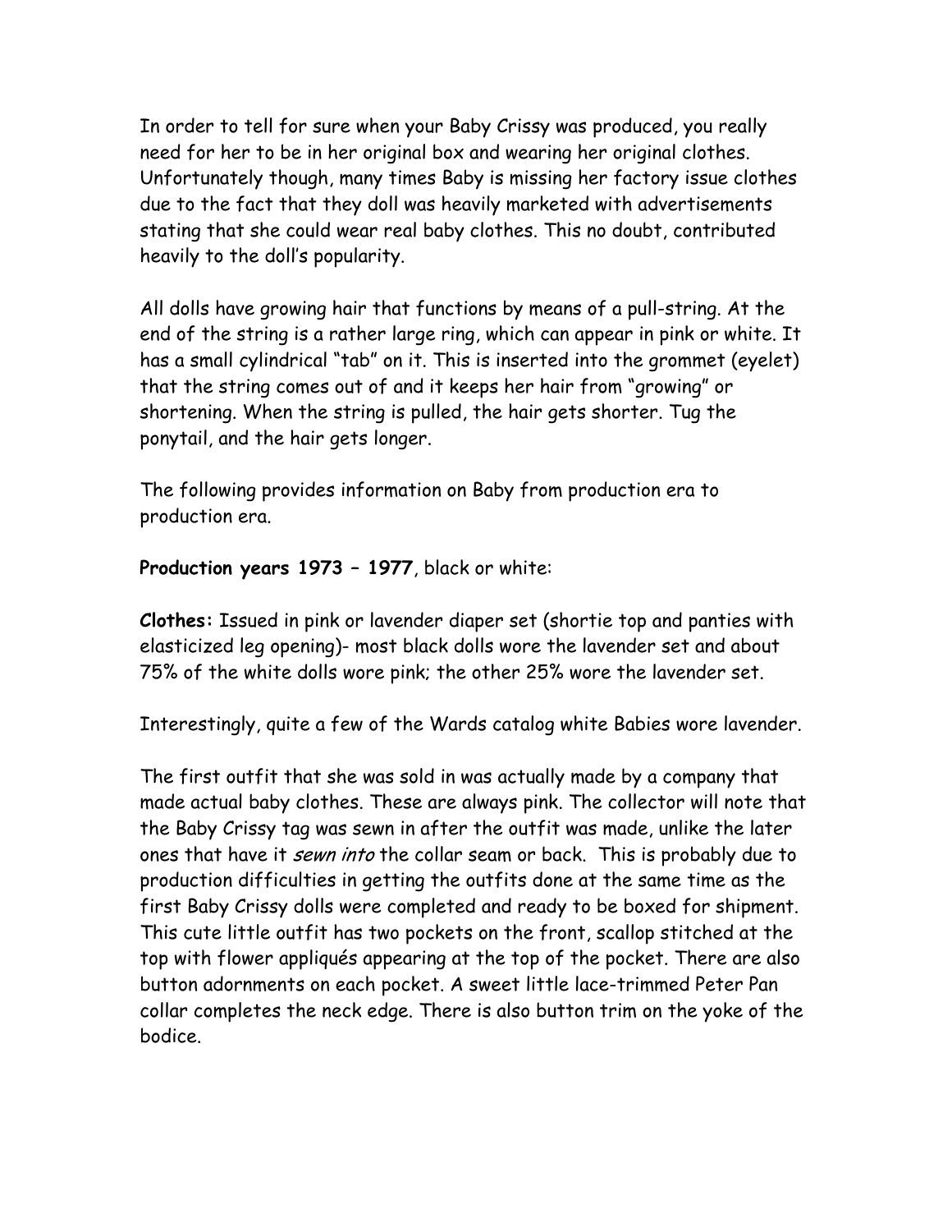In order to tell for sure when your Baby Crissy was produced, you really need for her to be in her original box and wearing her original clothes. Unfortunately though, many times Baby is missing her factory issue clothes due to the fact that they doll was heavily marketed with advertisements stating that she could wear real baby clothes. This no doubt, contributed heavily to the doll's popularity.

All dolls have growing hair that functions by means of a pull-string. At the end of the string is a rather large ring, which can appear in pink or white. It has a small cylindrical "tab" on it. This is inserted into the grommet (eyelet) that the string comes out of and it keeps her hair from "growing" or shortening. When the string is pulled, the hair gets shorter. Tug the ponytail, and the hair gets longer.

The following provides information on Baby from production era to production era.

**Production years 1973 – 1977**, black or white:

**Clothes:** Issued in pink or lavender diaper set (shortie top and panties with elasticized leg opening)- most black dolls wore the lavender set and about 75% of the white dolls wore pink; the other 25% wore the lavender set.

Interestingly, quite a few of the Wards catalog white Babies wore lavender.

The first outfit that she was sold in was actually made by a company that made actual baby clothes. These are always pink. The collector will note that the Baby Crissy tag was sewn in after the outfit was made, unlike the later ones that have it *sewn into* the collar seam or back. This is probably due to production difficulties in getting the outfits done at the same time as the first Baby Crissy dolls were completed and ready to be boxed for shipment. This cute little outfit has two pockets on the front, scallop stitched at the top with flower appliqués appearing at the top of the pocket. There are also button adornments on each pocket. A sweet little lace-trimmed Peter Pan collar completes the neck edge. There is also button trim on the yoke of the bodice.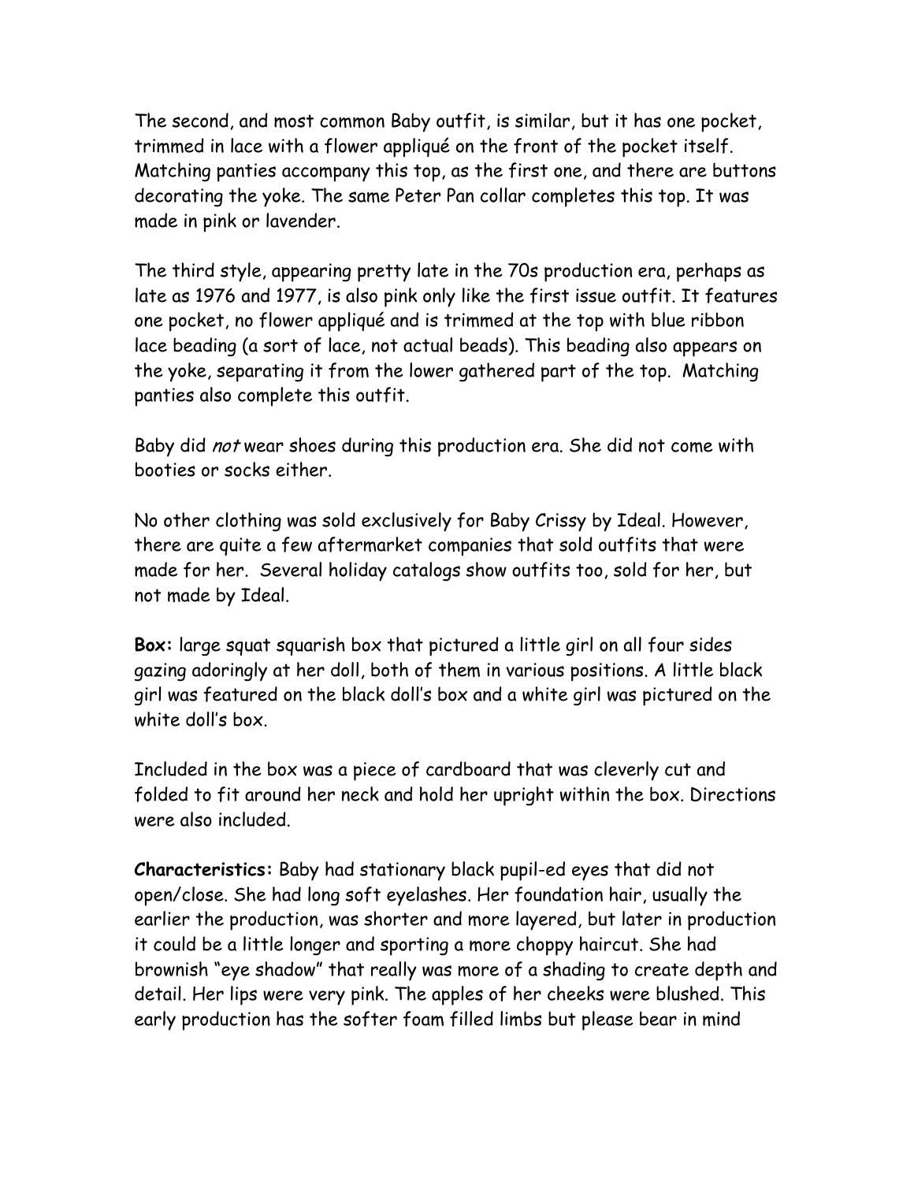The second, and most common Baby outfit, is similar, but it has one pocket, trimmed in lace with a flower appliqué on the front of the pocket itself. Matching panties accompany this top, as the first one, and there are buttons decorating the yoke. The same Peter Pan collar completes this top. It was made in pink or lavender.

The third style, appearing pretty late in the 70s production era, perhaps as late as 1976 and 1977, is also pink only like the first issue outfit. It features one pocket, no flower appliqué and is trimmed at the top with blue ribbon lace beading (a sort of lace, not actual beads). This beading also appears on the yoke, separating it from the lower gathered part of the top. Matching panties also complete this outfit.

Baby did *not* wear shoes during this production era. She did not come with booties or socks either.

No other clothing was sold exclusively for Baby Crissy by Ideal. However, there are quite a few aftermarket companies that sold outfits that were made for her. Several holiday catalogs show outfits too, sold for her, but not made by Ideal.

**Box:** large squat squarish box that pictured a little girl on all four sides gazing adoringly at her doll, both of them in various positions. A little black girl was featured on the black doll's box and a white girl was pictured on the white doll's box.

Included in the box was a piece of cardboard that was cleverly cut and folded to fit around her neck and hold her upright within the box. Directions were also included.

**Characteristics:** Baby had stationary black pupil-ed eyes that did not open/close. She had long soft eyelashes. Her foundation hair, usually the earlier the production, was shorter and more layered, but later in production it could be a little longer and sporting a more choppy haircut. She had brownish "eye shadow" that really was more of a shading to create depth and detail. Her lips were very pink. The apples of her cheeks were blushed. This early production has the softer foam filled limbs but please bear in mind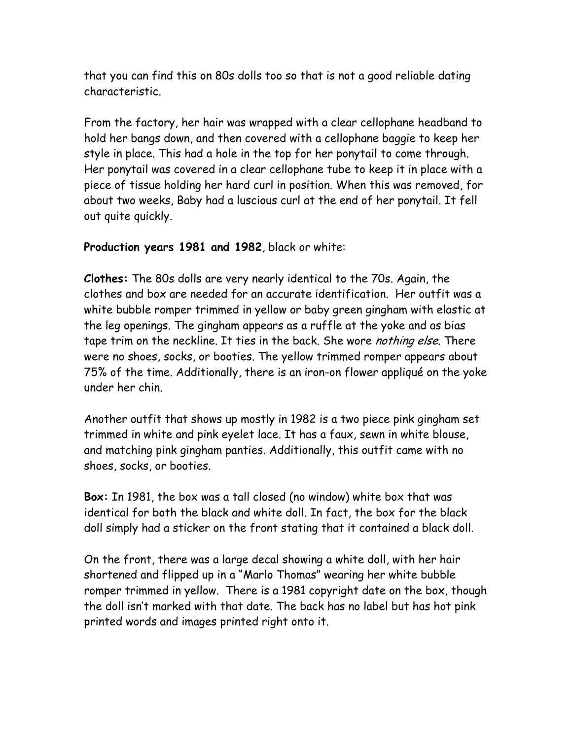that you can find this on 80s dolls too so that is not a good reliable dating characteristic.

From the factory, her hair was wrapped with a clear cellophane headband to hold her bangs down, and then covered with a cellophane baggie to keep her style in place. This had a hole in the top for her ponytail to come through. Her ponytail was covered in a clear cellophane tube to keep it in place with a piece of tissue holding her hard curl in position. When this was removed, for about two weeks, Baby had a luscious curl at the end of her ponytail. It fell out quite quickly.

**Production years 1981 and 1982**, black or white:

**Clothes:** The 80s dolls are very nearly identical to the 70s. Again, the clothes and box are needed for an accurate identification. Her outfit was a white bubble romper trimmed in yellow or baby green gingham with elastic at the leg openings. The gingham appears as a ruffle at the yoke and as bias tape trim on the neckline. It ties in the back. She wore *nothing else*. There were no shoes, socks, or booties. The yellow trimmed romper appears about 75% of the time. Additionally, there is an iron-on flower appliqué on the yoke under her chin.

Another outfit that shows up mostly in 1982 is a two piece pink gingham set trimmed in white and pink eyelet lace. It has a faux, sewn in white blouse, and matching pink gingham panties. Additionally, this outfit came with no shoes, socks, or booties.

**Box:** In 1981, the box was a tall closed (no window) white box that was identical for both the black and white doll. In fact, the box for the black doll simply had a sticker on the front stating that it contained a black doll.

On the front, there was a large decal showing a white doll, with her hair shortened and flipped up in a "Marlo Thomas" wearing her white bubble romper trimmed in yellow. There is a 1981 copyright date on the box, though the doll isn't marked with that date. The back has no label but has hot pink printed words and images printed right onto it.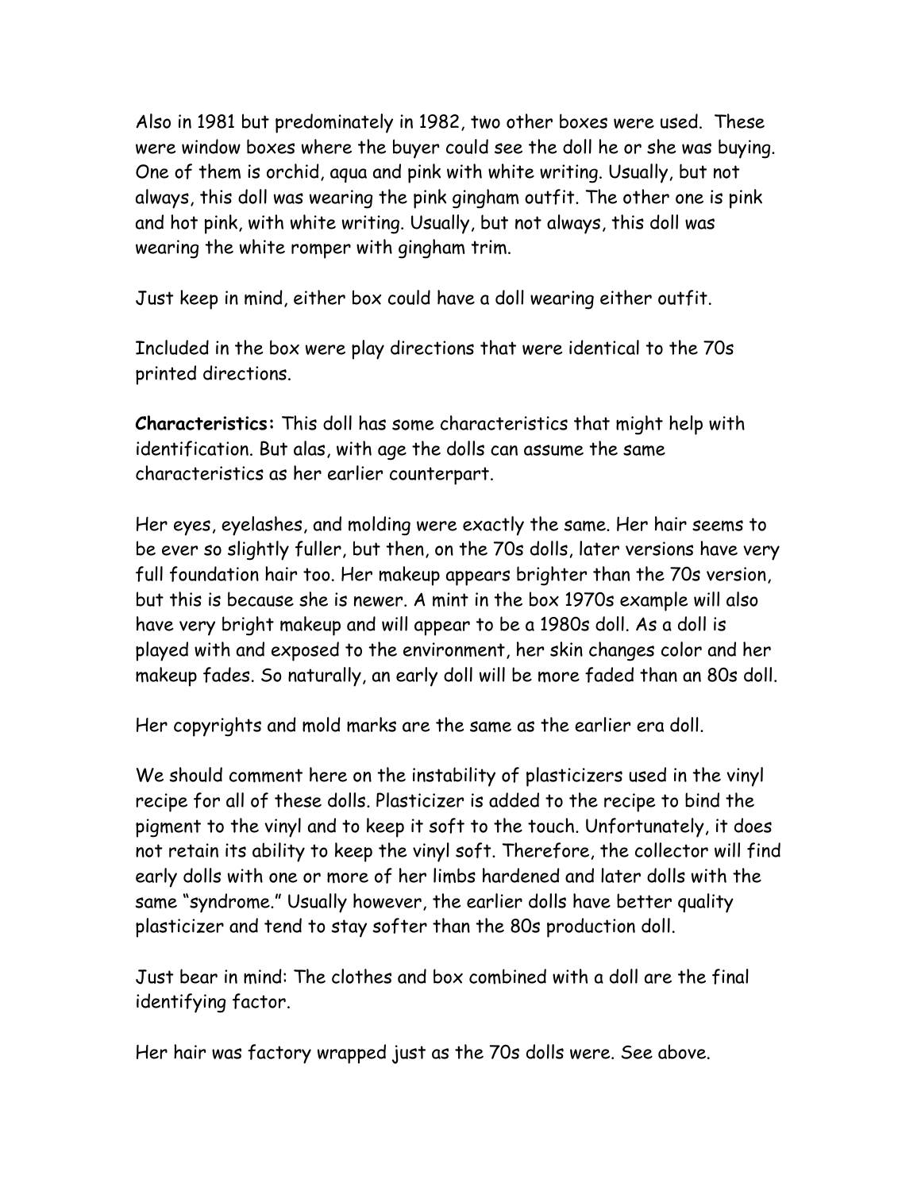Also in 1981 but predominately in 1982, two other boxes were used. These were window boxes where the buyer could see the doll he or she was buying. One of them is orchid, aqua and pink with white writing. Usually, but not always, this doll was wearing the pink gingham outfit. The other one is pink and hot pink, with white writing. Usually, but not always, this doll was wearing the white romper with gingham trim.

Just keep in mind, either box could have a doll wearing either outfit.

Included in the box were play directions that were identical to the 70s printed directions.

**Characteristics:** This doll has some characteristics that might help with identification. But alas, with age the dolls can assume the same characteristics as her earlier counterpart.

Her eyes, eyelashes, and molding were exactly the same. Her hair seems to be ever so slightly fuller, but then, on the 70s dolls, later versions have very full foundation hair too. Her makeup appears brighter than the 70s version, but this is because she is newer. A mint in the box 1970s example will also have very bright makeup and will appear to be a 1980s doll. As a doll is played with and exposed to the environment, her skin changes color and her makeup fades. So naturally, an early doll will be more faded than an 80s doll.

Her copyrights and mold marks are the same as the earlier era doll.

We should comment here on the instability of plasticizers used in the vinyl recipe for all of these dolls. Plasticizer is added to the recipe to bind the pigment to the vinyl and to keep it soft to the touch. Unfortunately, it does not retain its ability to keep the vinyl soft. Therefore, the collector will find early dolls with one or more of her limbs hardened and later dolls with the same "syndrome." Usually however, the earlier dolls have better quality plasticizer and tend to stay softer than the 80s production doll.

Just bear in mind: The clothes and box combined with a doll are the final identifying factor.

Her hair was factory wrapped just as the 70s dolls were. See above.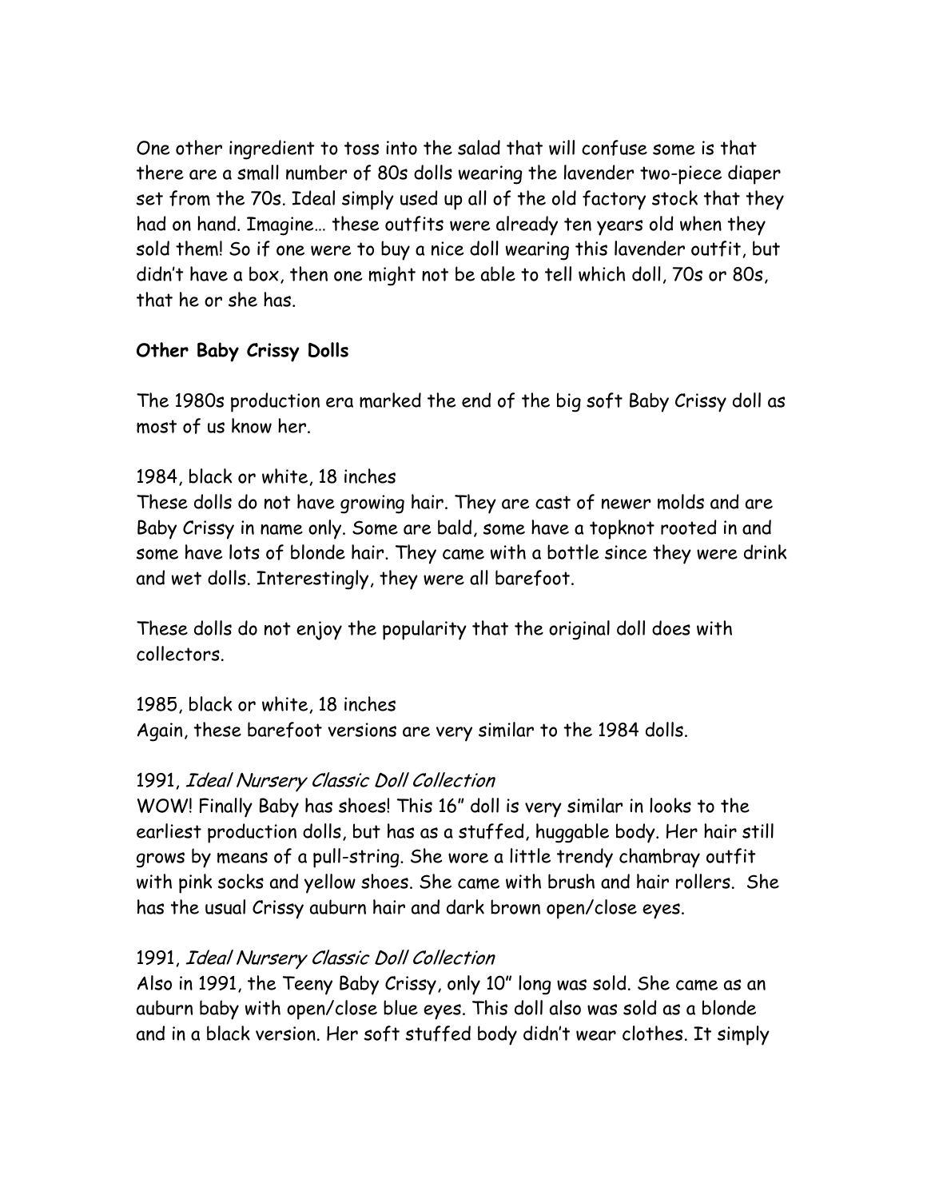One other ingredient to toss into the salad that will confuse some is that there are a small number of 80s dolls wearing the lavender two-piece diaper set from the 70s. Ideal simply used up all of the old factory stock that they had on hand. Imagine… these outfits were already ten years old when they sold them! So if one were to buy a nice doll wearing this lavender outfit, but didn't have a box, then one might not be able to tell which doll, 70s or 80s, that he or she has.

**Other Baby Crissy Dolls**

The 1980s production era marked the end of the big soft Baby Crissy doll as most of us know her.

1984, black or white, 18 inches
These dolls do not have growing hair. They are cast of newer molds and are Baby Crissy in name only. Some are bald, some have a topknot rooted in and some have lots of blonde hair. They came with a bottle since they were drink and wet dolls. Interestingly, they were all barefoot.

These dolls do not enjoy the popularity that the original doll does with collectors.

1985, black or white, 18 inches
Again, these barefoot versions are very similar to the 1984 dolls.

1991, *Ideal Nursery Classic Doll Collection*
WOW! Finally Baby has shoes! This 16" doll is very similar in looks to the earliest production dolls, but has as a stuffed, huggable body. Her hair still grows by means of a pull-string. She wore a little trendy chambray outfit with pink socks and yellow shoes. She came with brush and hair rollers. She has the usual Crissy auburn hair and dark brown open/close eyes.

1991, *Ideal Nursery Classic Doll Collection*
Also in 1991, the Teeny Baby Crissy, only 10" long was sold. She came as an auburn baby with open/close blue eyes. This doll also was sold as a blonde and in a black version. Her soft stuffed body didn't wear clothes. It simply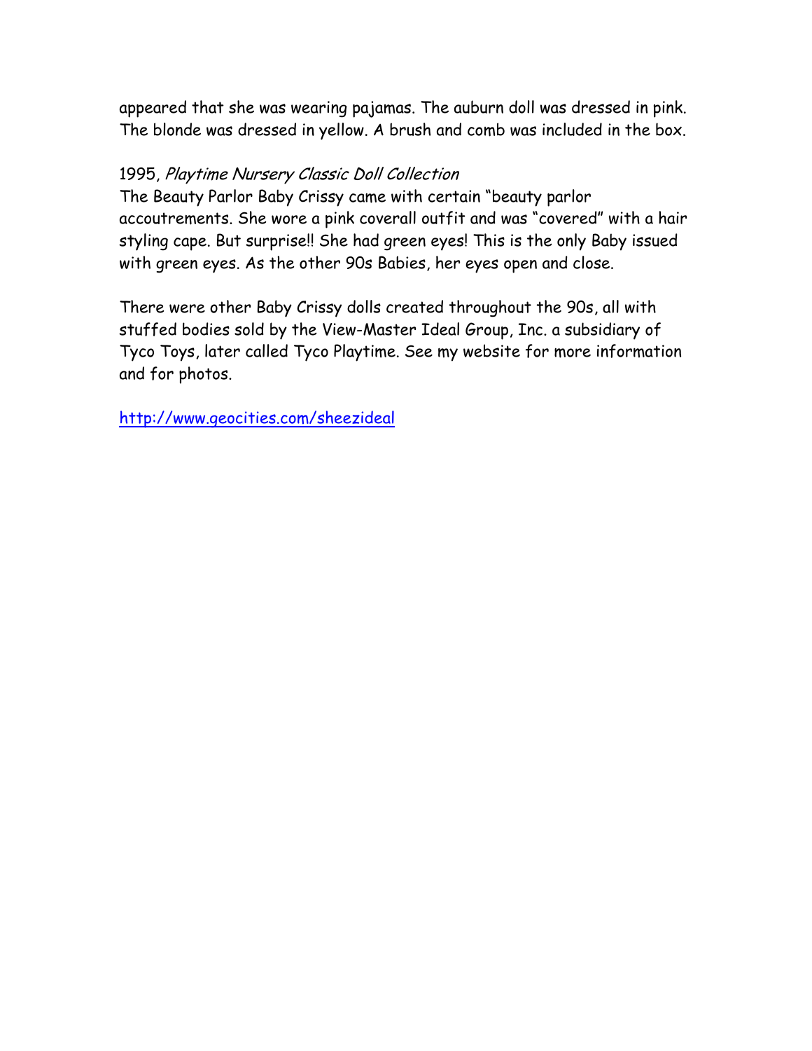appeared that she was wearing pajamas. The auburn doll was dressed in pink. The blonde was dressed in yellow. A brush and comb was included in the box.

1995, *Playtime Nursery Classic Doll Collection*
The Beauty Parlor Baby Crissy came with certain "beauty parlor accoutrements. She wore a pink coverall outfit and was "covered" with a hair styling cape. But surprise!! She had green eyes! This is the only Baby issued with green eyes. As the other 90s Babies, her eyes open and close.

There were other Baby Crissy dolls created throughout the 90s, all with stuffed bodies sold by the View-Master Ideal Group, Inc. a subsidiary of Tyco Toys, later called Tyco Playtime. See my website for more information and for photos.

[http://www.geocities.com/sheezideal](http://www.geocities.com/sheezideal)